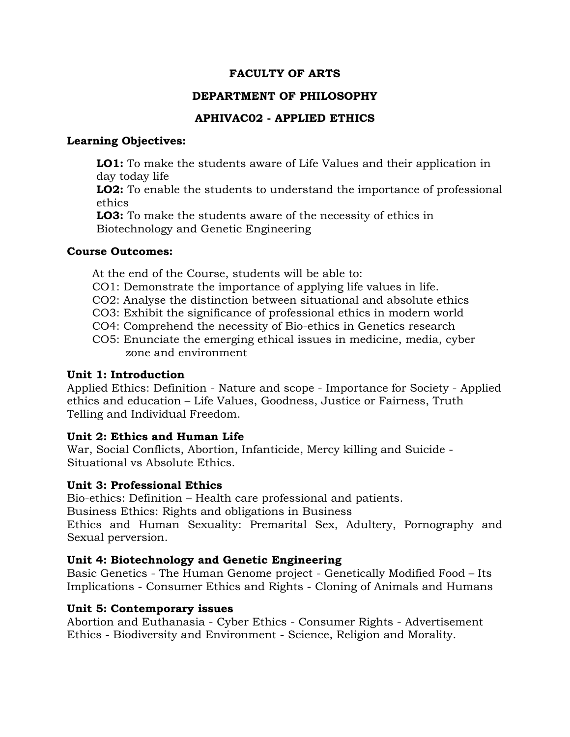# FACULTY OF ARTS

## DEPARTMENT OF PHILOSOPHY

## APHIVAC02 - APPLIED ETHICS

**Learning Objectives:**

**LO1:** To make the students aware of Life Values and their application in day today life
**LO2:** To enable the students to understand the importance of professional ethics
**LO3:** To make the students aware of the necessity of ethics in Biotechnology and Genetic Engineering

**Course Outcomes:**

At the end of the Course, students will be able to:
CO1: Demonstrate the importance of applying life values in life.
CO2: Analyse the distinction between situational and absolute ethics
CO3: Exhibit the significance of professional ethics in modern world
CO4: Comprehend the necessity of Bio-ethics in Genetics research
CO5: Enunciate the emerging ethical issues in medicine, media, cyber zone and environment

**Unit 1: Introduction**
Applied Ethics: Definition - Nature and scope - Importance for Society - Applied ethics and education – Life Values, Goodness, Justice or Fairness, Truth Telling and Individual Freedom.

**Unit 2: Ethics and Human Life**
War, Social Conflicts, Abortion, Infanticide, Mercy killing and Suicide - Situational vs Absolute Ethics.

**Unit 3: Professional Ethics**
Bio-ethics: Definition – Health care professional and patients.
Business Ethics: Rights and obligations in Business
Ethics and Human Sexuality: Premarital Sex, Adultery, Pornography and Sexual perversion.

**Unit 4: Biotechnology and Genetic Engineering**
Basic Genetics - The Human Genome project - Genetically Modified Food – Its Implications - Consumer Ethics and Rights - Cloning of Animals and Humans

**Unit 5: Contemporary issues**
Abortion and Euthanasia - Cyber Ethics - Consumer Rights - Advertisement Ethics - Biodiversity and Environment - Science, Religion and Morality.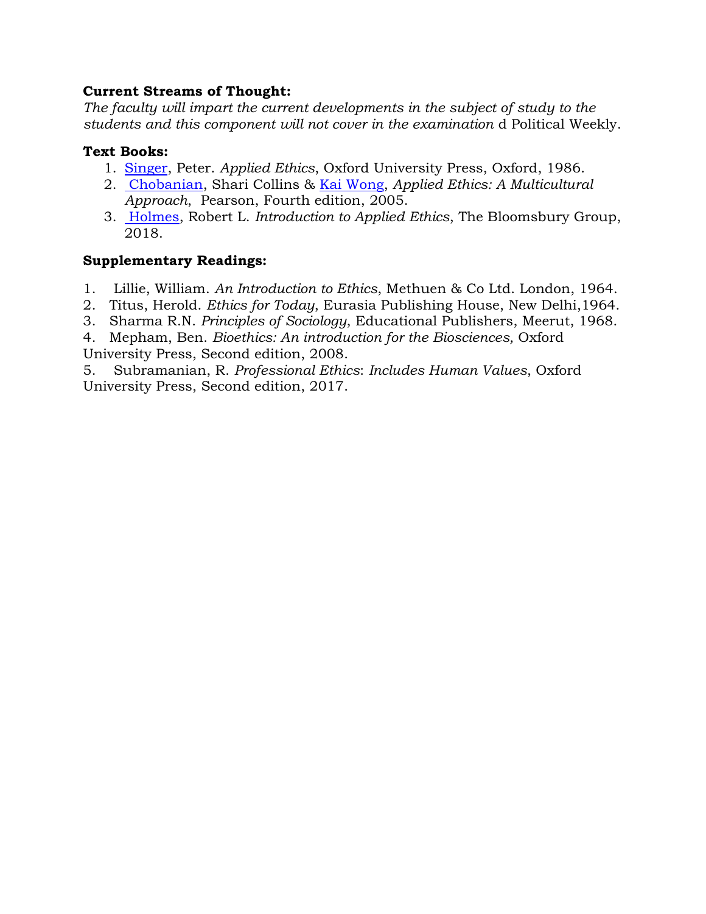**Current Streams of Thought:**

*The faculty will impart the current developments in the subject of study to the students and this component will not cover in the examination* d Political Weekly.

**Text Books:**

1. Singer, Peter. *Applied Ethics*, Oxford University Press, Oxford, 1986.
2. Chobanian, Shari Collins & Kai Wong, *Applied Ethics: A Multicultural Approach*, Pearson, Fourth edition, 2005.
3. Holmes, Robert L. *Introduction to Applied Ethics*, The Bloomsbury Group, 2018.

**Supplementary Readings:**

1. Lillie, William. *An Introduction to Ethics*, Methuen & Co Ltd. London, 1964.
2. Titus, Herold. *Ethics for Today*, Eurasia Publishing House, New Delhi,1964.
3. Sharma R.N. *Principles of Sociology*, Educational Publishers, Meerut, 1968.
4. Mepham, Ben. *Bioethics: An introduction for the Biosciences,* Oxford University Press, Second edition, 2008.
5. Subramanian, R. *Professional Ethics*: *Includes Human Values*, Oxford University Press, Second edition, 2017.